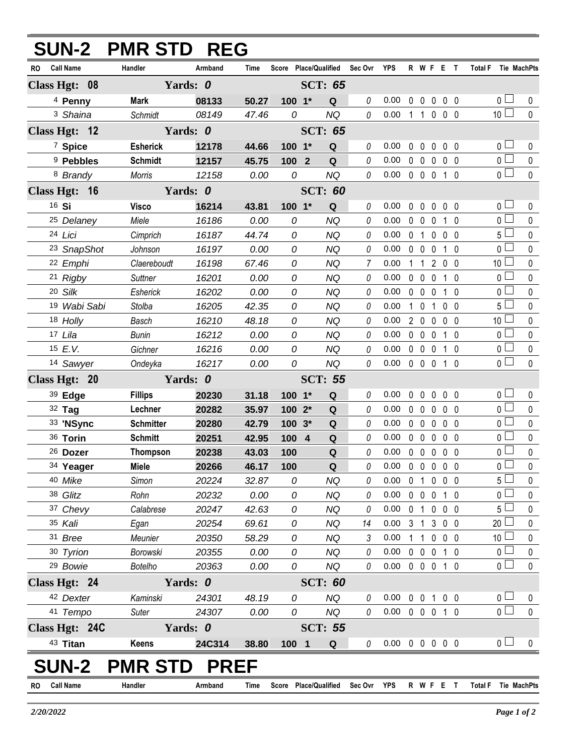# SUN-2 PMR STD REG

| RO | Call Name | Handler | Armband | Time | Score | Place/Qualified | | Sec Ovr | YPS | R | W | F | E | T | Total F | Tie | MachPts |
|---|---|---|---|---|---|---|---|---|---|---|---|---|---|---|---|---|---|
| **Class Hgt: 08** | | **Yards: 0** | | | | **SCT: 65** | | | | | | | | | | | |
| 4 | **Penny** | **Mark** | **08133** | **50.27** | **100** | **1*** | **Q** | 0 | 0.00 | 0 | 0 | 0 | 0 | 0 | 0 | ☐ | 0 |
| 3 | *Shaina* | *Schmidt* | *08149* | *47.46* | *0* | | *NQ* | 0 | 0.00 | 1 | 1 | 0 | 0 | 0 | 10 | ☐ | 0 |
| **Class Hgt: 12** | | **Yards: 0** | | | | **SCT: 65** | | | | | | | | | | | |
| 7 | **Spice** | **Esherick** | **12178** | **44.66** | **100** | **1*** | **Q** | 0 | 0.00 | 0 | 0 | 0 | 0 | 0 | 0 | ☐ | 0 |
| 9 | **Pebbles** | **Schmidt** | **12157** | **45.75** | **100** | **2** | **Q** | 0 | 0.00 | 0 | 0 | 0 | 0 | 0 | 0 | ☐ | 0 |
| 8 | *Brandy* | *Morris* | *12158* | *0.00* | *0* | | *NQ* | 0 | 0.00 | 0 | 0 | 0 | 1 | 0 | 0 | ☐ | 0 |
| **Class Hgt: 16** | | **Yards: 0** | | | | **SCT: 60** | | | | | | | | | | | |
| 16 | **Si** | **Visco** | **16214** | **43.81** | **100** | **1*** | **Q** | 0 | 0.00 | 0 | 0 | 0 | 0 | 0 | 0 | ☐ | 0 |
| 25 | *Delaney* | *Miele* | *16186* | *0.00* | *0* | | *NQ* | 0 | 0.00 | 0 | 0 | 0 | 1 | 0 | 0 | ☐ | 0 |
| 24 | *Lici* | *Cimprich* | *16187* | *44.74* | *0* | | *NQ* | 0 | 0.00 | 0 | 1 | 0 | 0 | 0 | 5 | ☐ | 0 |
| 23 | *SnapShot* | *Johnson* | *16197* | *0.00* | *0* | | *NQ* | 0 | 0.00 | 0 | 0 | 0 | 1 | 0 | 0 | ☐ | 0 |
| 22 | *Emphi* | *Claereboudt* | *16198* | *67.46* | *0* | | *NQ* | 7 | 0.00 | 1 | 1 | 2 | 0 | 0 | 10 | ☐ | 0 |
| 21 | *Rigby* | *Suttner* | *16201* | *0.00* | *0* | | *NQ* | 0 | 0.00 | 0 | 0 | 0 | 1 | 0 | 0 | ☐ | 0 |
| 20 | *Silk* | *Esherick* | *16202* | *0.00* | *0* | | *NQ* | 0 | 0.00 | 0 | 0 | 0 | 1 | 0 | 0 | ☐ | 0 |
| 19 | *Wabi Sabi* | *Stolba* | *16205* | *42.35* | *0* | | *NQ* | 0 | 0.00 | 1 | 0 | 1 | 0 | 0 | 5 | ☐ | 0 |
| 18 | *Holly* | *Basch* | *16210* | *48.18* | *0* | | *NQ* | 0 | 0.00 | 2 | 0 | 0 | 0 | 0 | 10 | ☐ | 0 |
| 17 | *Lila* | *Bunin* | *16212* | *0.00* | *0* | | *NQ* | 0 | 0.00 | 0 | 0 | 0 | 1 | 0 | 0 | ☐ | 0 |
| 15 | *E.V.* | *Gichner* | *16216* | *0.00* | *0* | | *NQ* | 0 | 0.00 | 0 | 0 | 0 | 1 | 0 | 0 | ☐ | 0 |
| 14 | *Sawyer* | *Ondeyka* | *16217* | *0.00* | *0* | | *NQ* | 0 | 0.00 | 0 | 0 | 0 | 1 | 0 | 0 | ☐ | 0 |
| **Class Hgt: 20** | | **Yards: 0** | | | | **SCT: 55** | | | | | | | | | | | |
| 39 | **Edge** | **Fillips** | **20230** | **31.18** | **100** | **1*** | **Q** | 0 | 0.00 | 0 | 0 | 0 | 0 | 0 | 0 | ☐ | 0 |
| 32 | **Tag** | **Lechner** | **20282** | **35.97** | **100** | **2*** | **Q** | 0 | 0.00 | 0 | 0 | 0 | 0 | 0 | 0 | ☐ | 0 |
| 33 | **'NSync** | **Schmitter** | **20280** | **42.79** | **100** | **3*** | **Q** | 0 | 0.00 | 0 | 0 | 0 | 0 | 0 | 0 | ☐ | 0 |
| 36 | **Torin** | **Schmitt** | **20251** | **42.95** | **100** | **4** | **Q** | 0 | 0.00 | 0 | 0 | 0 | 0 | 0 | 0 | ☐ | 0 |
| 26 | **Dozer** | **Thompson** | **20238** | **43.03** | **100** | | **Q** | 0 | 0.00 | 0 | 0 | 0 | 0 | 0 | 0 | ☐ | 0 |
| 34 | **Yeager** | **Miele** | **20266** | **46.17** | **100** | | **Q** | 0 | 0.00 | 0 | 0 | 0 | 0 | 0 | 0 | ☐ | 0 |
| 40 | *Mike* | *Simon* | *20224* | *32.87* | *0* | | *NQ* | 0 | 0.00 | 0 | 1 | 0 | 0 | 0 | 5 | ☐ | 0 |
| 38 | *Glitz* | *Rohn* | *20232* | *0.00* | *0* | | *NQ* | 0 | 0.00 | 0 | 0 | 0 | 1 | 0 | 0 | ☐ | 0 |
| 37 | *Chevy* | *Calabrese* | *20247* | *42.63* | *0* | | *NQ* | 0 | 0.00 | 0 | 1 | 0 | 0 | 0 | 5 | ☐ | 0 |
| 35 | *Kali* | *Egan* | *20254* | *69.61* | *0* | | *NQ* | 14 | 0.00 | 3 | 1 | 3 | 0 | 0 | 20 | ☐ | 0 |
| 31 | *Bree* | *Meunier* | *20350* | *58.29* | *0* | | *NQ* | 3 | 0.00 | 1 | 1 | 0 | 0 | 0 | 10 | ☐ | 0 |
| 30 | *Tyrion* | *Borowski* | *20355* | *0.00* | *0* | | *NQ* | 0 | 0.00 | 0 | 0 | 0 | 1 | 0 | 0 | ☐ | 0 |
| 29 | *Bowie* | *Botelho* | *20363* | *0.00* | *0* | | *NQ* | 0 | 0.00 | 0 | 0 | 0 | 1 | 0 | 0 | ☐ | 0 |
| **Class Hgt: 24** | | **Yards: 0** | | | | **SCT: 60** | | | | | | | | | | | |
| 42 | *Dexter* | *Kaminski* | *24301* | *48.19* | *0* | | *NQ* | 0 | 0.00 | 0 | 0 | 1 | 0 | 0 | 0 | ☐ | 0 |
| 41 | *Tempo* | *Suter* | *24307* | *0.00* | *0* | | *NQ* | 0 | 0.00 | 0 | 0 | 0 | 1 | 0 | 0 | ☐ | 0 |
| **Class Hgt: 24C** | | **Yards: 0** | | | | **SCT: 55** | | | | | | | | | | | |
| 43 | **Titan** | **Keens** | **24C314** | **38.80** | **100** | **1** | **Q** | 0 | 0.00 | 0 | 0 | 0 | 0 | 0 | 0 | ☐ | 0 |

# SUN-2 PMR STD PREF

| RO | Call Name | Handler | Armband | Time | Score | Place/Qualified | Sec Ovr | YPS | R | W | F | E | T | Total F | Tie | MachPts |
|---|---|---|---|---|---|---|---|---|---|---|---|---|---|---|---|---|

2/20/2022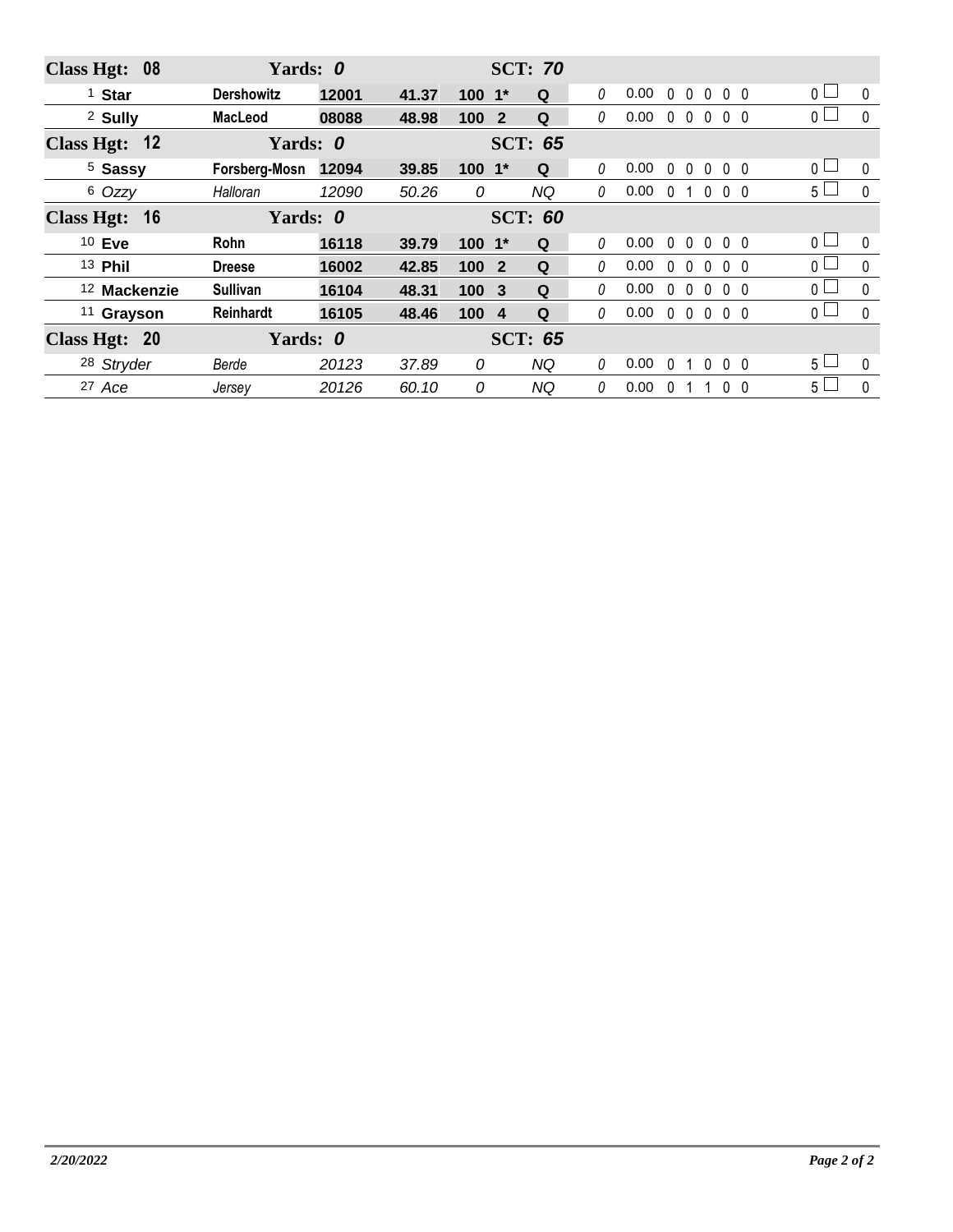| | | | | | | | | | | | | | | | | |
|---|---|---|---|---|---|---|---|---|---|---|---|---|---|---|---|---|
| **Class Hgt: 08** | | **Yards: 0** | | | **SCT: 70** | | | | | | | | | | | |
| 1 **Star** | **Dershowitz** | **12001** | **41.37** | **100** | **1*** | **Q** | 0 | 0.00 | 0 | 0 | 0 | 0 | 0 | 0 | ☐ | 0 |
| 2 **Sully** | **MacLeod** | **08088** | **48.98** | **100** | **2** | **Q** | 0 | 0.00 | 0 | 0 | 0 | 0 | 0 | 0 | ☐ | 0 |
| **Class Hgt: 12** | | **Yards: 0** | | | **SCT: 65** | | | | | | | | | | | |
| 5 **Sassy** | **Forsberg-Mosn** | **12094** | **39.85** | **100** | **1*** | **Q** | 0 | 0.00 | 0 | 0 | 0 | 0 | 0 | 0 | ☐ | 0 |
| 6 *Ozzy* | *Halloran* | *12090* | *50.26* | *0* | | *NQ* | 0 | 0.00 | 0 | 1 | 0 | 0 | 0 | 5 | ☐ | 0 |
| **Class Hgt: 16** | | **Yards: 0** | | | **SCT: 60** | | | | | | | | | | | |
| 10 **Eve** | **Rohn** | **16118** | **39.79** | **100** | **1*** | **Q** | 0 | 0.00 | 0 | 0 | 0 | 0 | 0 | 0 | ☐ | 0 |
| 13 **Phil** | **Dreese** | **16002** | **42.85** | **100** | **2** | **Q** | 0 | 0.00 | 0 | 0 | 0 | 0 | 0 | 0 | ☐ | 0 |
| 12 **Mackenzie** | **Sullivan** | **16104** | **48.31** | **100** | **3** | **Q** | 0 | 0.00 | 0 | 0 | 0 | 0 | 0 | 0 | ☐ | 0 |
| 11 **Grayson** | **Reinhardt** | **16105** | **48.46** | **100** | **4** | **Q** | 0 | 0.00 | 0 | 0 | 0 | 0 | 0 | 0 | ☐ | 0 |
| **Class Hgt: 20** | | **Yards: 0** | | | **SCT: 65** | | | | | | | | | | | |
| 28 *Stryder* | *Berde* | *20123* | *37.89* | *0* | | *NQ* | 0 | 0.00 | 0 | 1 | 0 | 0 | 0 | 5 | ☐ | 0 |
| 27 *Ace* | *Jersey* | *20126* | *60.10* | *0* | | *NQ* | 0 | 0.00 | 0 | 1 | 1 | 0 | 0 | 5 | ☐ | 0 |

*2/20/2022*